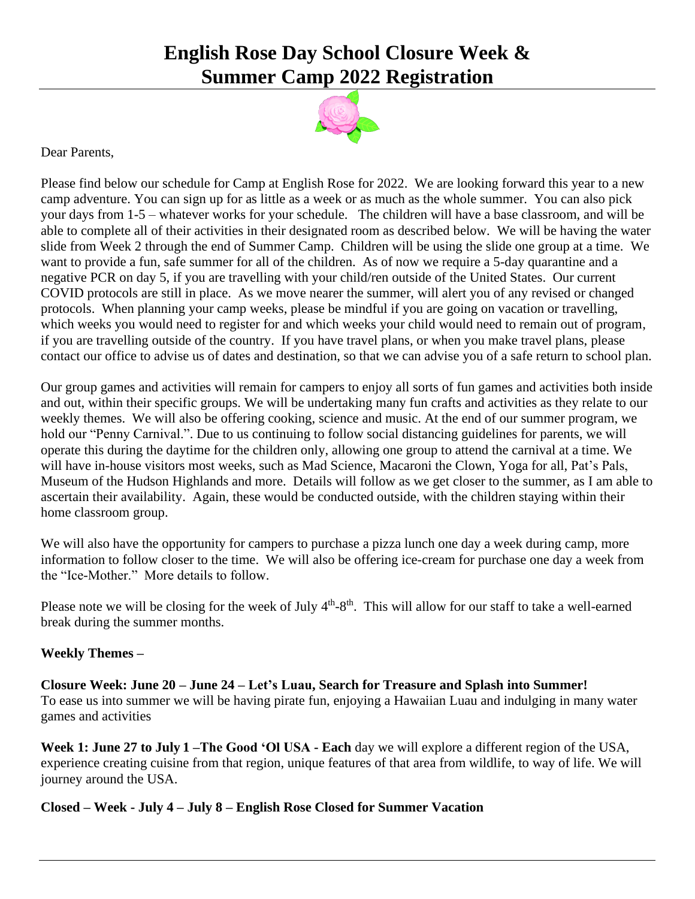# English Rose Day School Closure Week & Summer Camp 2022 Registration

Dear Parents,

Please find below our schedule for Camp at English Rose for 2022. We are looking forward this year to a new camp adventure. You can sign up for as little as a week or as much as the whole summer. You can also pick your days from 1-5 – whatever works for your schedule. The children will have a base classroom, and will be able to complete all of their activities in their designated room as described below. We will be having the water slide from Week 2 through the end of Summer Camp. Children will be using the slide one group at a time. We want to provide a fun, safe summer for all of the children. As of now we require a 5-day quarantine and a negative PCR on day 5, if you are travelling with your child/ren outside of the United States. Our current COVID protocols are still in place. As we move nearer the summer, will alert you of any revised or changed protocols. When planning your camp weeks, please be mindful if you are going on vacation or travelling, which weeks you would need to register for and which weeks your child would need to remain out of program, if you are travelling outside of the country. If you have travel plans, or when you make travel plans, please contact our office to advise us of dates and destination, so that we can advise you of a safe return to school plan.

Our group games and activities will remain for campers to enjoy all sorts of fun games and activities both inside and out, within their specific groups. We will be undertaking many fun crafts and activities as they relate to our weekly themes. We will also be offering cooking, science and music. At the end of our summer program, we hold our "Penny Carnival.". Due to us continuing to follow social distancing guidelines for parents, we will operate this during the daytime for the children only, allowing one group to attend the carnival at a time. We will have in-house visitors most weeks, such as Mad Science, Macaroni the Clown, Yoga for all, Pat's Pals, Museum of the Hudson Highlands and more. Details will follow as we get closer to the summer, as I am able to ascertain their availability. Again, these would be conducted outside, with the children staying within their home classroom group.

We will also have the opportunity for campers to purchase a pizza lunch one day a week during camp, more information to follow closer to the time. We will also be offering ice-cream for purchase one day a week from the "Ice-Mother." More details to follow.

Please note we will be closing for the week of July 4th-8th. This will allow for our staff to take a well-earned break during the summer months.

**Weekly Themes –**

**Closure Week: June 20 – June 24 – Let's Luau, Search for Treasure and Splash into Summer!**
To ease us into summer we will be having pirate fun, enjoying a Hawaiian Luau and indulging in many water games and activities

**Week 1: June 27 to July 1 –The Good 'Ol USA - Each** day we will explore a different region of the USA, experience creating cuisine from that region, unique features of that area from wildlife, to way of life. We will journey around the USA.

**Closed – Week - July 4 – July 8 – English Rose Closed for Summer Vacation**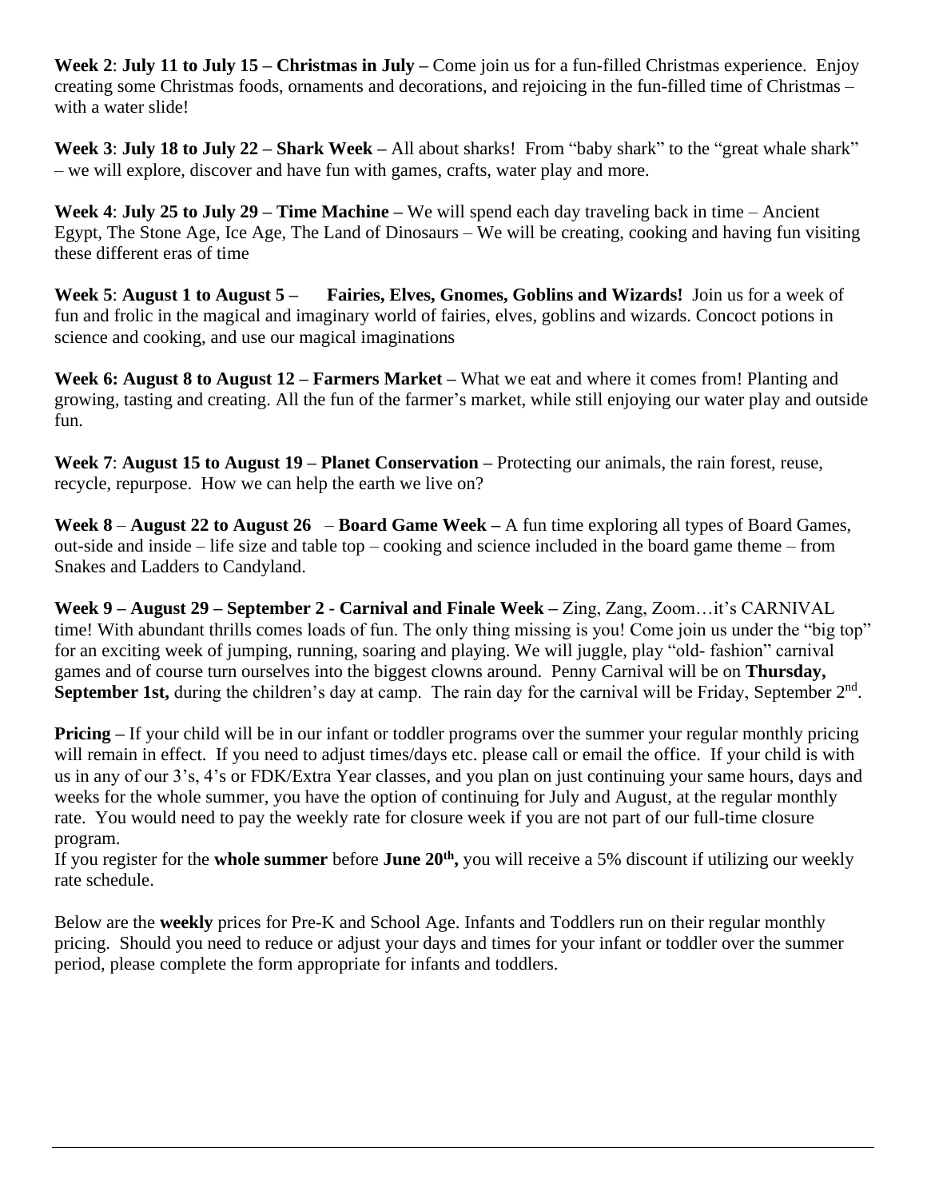**Week 2**: **July 11 to July 15 – Christmas in July –** Come join us for a fun-filled Christmas experience. Enjoy creating some Christmas foods, ornaments and decorations, and rejoicing in the fun-filled time of Christmas – with a water slide!

**Week 3**: **July 18 to July 22 – Shark Week –** All about sharks! From "baby shark" to the "great whale shark" – we will explore, discover and have fun with games, crafts, water play and more.

**Week 4**: **July 25 to July 29 – Time Machine –** We will spend each day traveling back in time – Ancient Egypt, The Stone Age, Ice Age, The Land of Dinosaurs – We will be creating, cooking and having fun visiting these different eras of time

**Week 5**: **August 1 to August 5 – Fairies, Elves, Gnomes, Goblins and Wizards!** Join us for a week of fun and frolic in the magical and imaginary world of fairies, elves, goblins and wizards. Concoct potions in science and cooking, and use our magical imaginations

**Week 6: August 8 to August 12 – Farmers Market –** What we eat and where it comes from! Planting and growing, tasting and creating. All the fun of the farmer's market, while still enjoying our water play and outside fun.

**Week 7**: **August 15 to August 19 – Planet Conservation –** Protecting our animals, the rain forest, reuse, recycle, repurpose. How we can help the earth we live on?

**Week 8** – **August 22 to August 26** – **Board Game Week –** A fun time exploring all types of Board Games, out-side and inside – life size and table top – cooking and science included in the board game theme – from Snakes and Ladders to Candyland.

**Week 9 – August 29 – September 2 - Carnival and Finale Week –** Zing, Zang, Zoom…it's CARNIVAL time! With abundant thrills comes loads of fun. The only thing missing is you! Come join us under the "big top" for an exciting week of jumping, running, soaring and playing. We will juggle, play "old- fashion" carnival games and of course turn ourselves into the biggest clowns around. Penny Carnival will be on **Thursday, September 1st,** during the children's day at camp. The rain day for the carnival will be Friday, September 2nd.

**Pricing –** If your child will be in our infant or toddler programs over the summer your regular monthly pricing will remain in effect. If you need to adjust times/days etc. please call or email the office. If your child is with us in any of our 3's, 4's or FDK/Extra Year classes, and you plan on just continuing your same hours, days and weeks for the whole summer, you have the option of continuing for July and August, at the regular monthly rate. You would need to pay the weekly rate for closure week if you are not part of our full-time closure program.

If you register for the **whole summer** before **June 20th,** you will receive a 5% discount if utilizing our weekly rate schedule.

Below are the **weekly** prices for Pre-K and School Age. Infants and Toddlers run on their regular monthly pricing. Should you need to reduce or adjust your days and times for your infant or toddler over the summer period, please complete the form appropriate for infants and toddlers.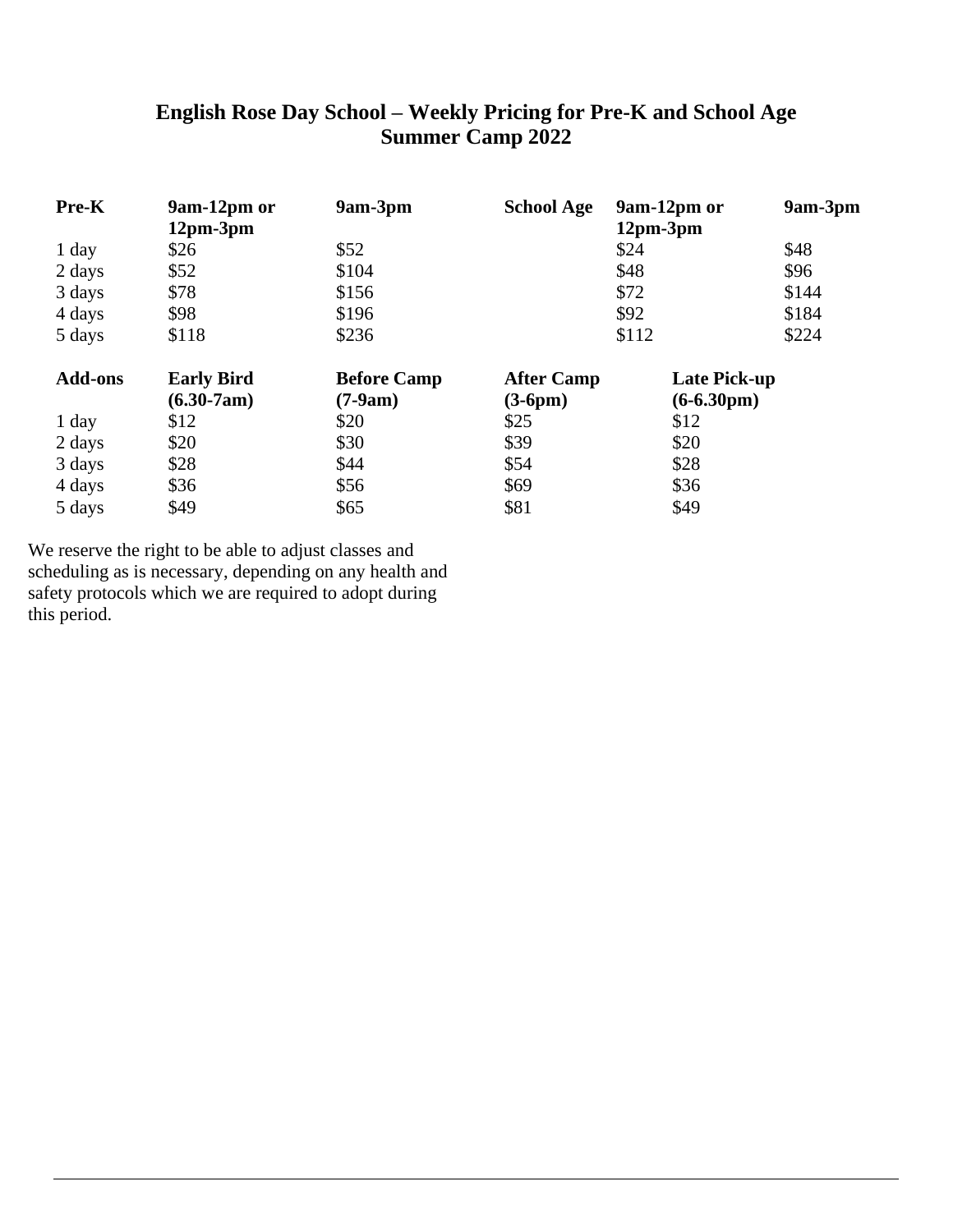## English Rose Day School – Weekly Pricing for Pre-K and School Age Summer Camp 2022

| Pre-K | 9am-12pm or 12pm-3pm | 9am-3pm | School Age | 9am-12pm or 12pm-3pm | 9am-3pm |
|---|---|---|---|---|---|
| 1 day | $26 | $52 | | $24 | $48 |
| 2 days | $52 | $104 | | $48 | $96 |
| 3 days | $78 | $156 | | $72 | $144 |
| 4 days | $98 | $196 | | $92 | $184 |
| 5 days | $118 | $236 | | $112 | $224 |

| Add-ons | Early Bird (6.30-7am) | Before Camp (7-9am) | After Camp (3-6pm) | Late Pick-up (6-6.30pm) |
|---|---|---|---|---|
| 1 day | $12 | $20 | $25 | $12 |
| 2 days | $20 | $30 | $39 | $20 |
| 3 days | $28 | $44 | $54 | $28 |
| 4 days | $36 | $56 | $69 | $36 |
| 5 days | $49 | $65 | $81 | $49 |

We reserve the right to be able to adjust classes and scheduling as is necessary, depending on any health and safety protocols which we are required to adopt during this period.